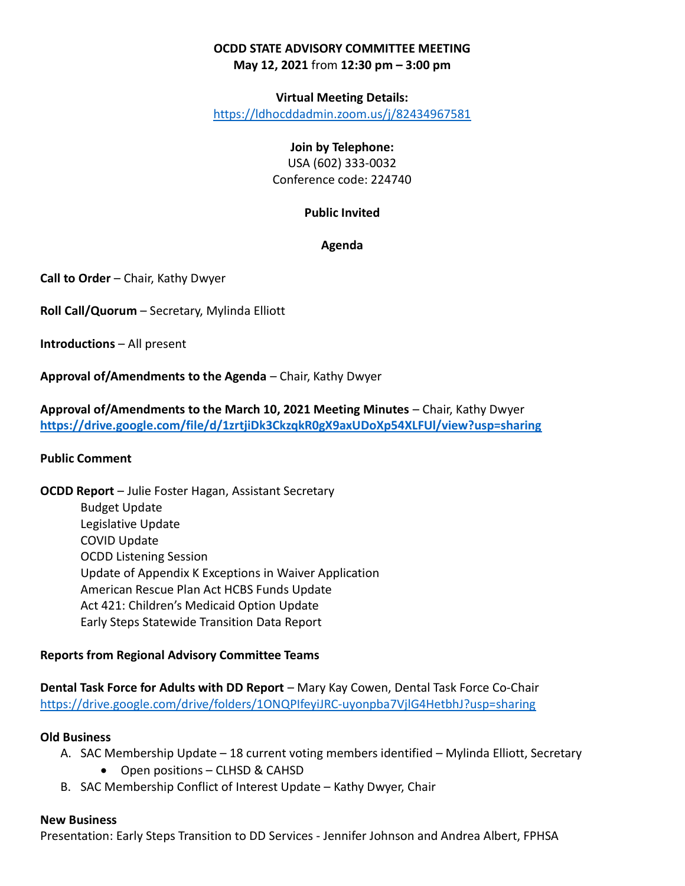**OCDD STATE ADVISORY COMMITTEE MEETING**
**May 12, 2021** from **12:30 pm – 3:00 pm**

**Virtual Meeting Details:**
https://ldhocddadmin.zoom.us/j/82434967581

**Join by Telephone:**
USA (602) 333-0032
Conference code: 224740

**Public Invited**

**Agenda**

**Call to Order** – Chair, Kathy Dwyer

**Roll Call/Quorum** – Secretary, Mylinda Elliott

**Introductions** – All present

**Approval of/Amendments to the Agenda** – Chair, Kathy Dwyer

**Approval of/Amendments to the March 10, 2021 Meeting Minutes** – Chair, Kathy Dwyer
**https://drive.google.com/file/d/1zrtjiDk3CkzqkR0gX9axUDoXp54XLFUl/view?usp=sharing**

**Public Comment**

**OCDD Report** – Julie Foster Hagan, Assistant Secretary
- Budget Update
- Legislative Update
- COVID Update
- OCDD Listening Session
- Update of Appendix K Exceptions in Waiver Application
- American Rescue Plan Act HCBS Funds Update
- Act 421: Children's Medicaid Option Update
- Early Steps Statewide Transition Data Report

**Reports from Regional Advisory Committee Teams**

**Dental Task Force for Adults with DD Report** – Mary Kay Cowen, Dental Task Force Co-Chair
https://drive.google.com/drive/folders/1ONQPIfeyiJRC-uyonpba7VjlG4HetbhJ?usp=sharing

**Old Business**

A. SAC Membership Update – 18 current voting members identified – Mylinda Elliott, Secretary
   - Open positions – CLHSD & CAHSD
B. SAC Membership Conflict of Interest Update – Kathy Dwyer, Chair

**New Business**

Presentation: Early Steps Transition to DD Services - Jennifer Johnson and Andrea Albert, FPHSA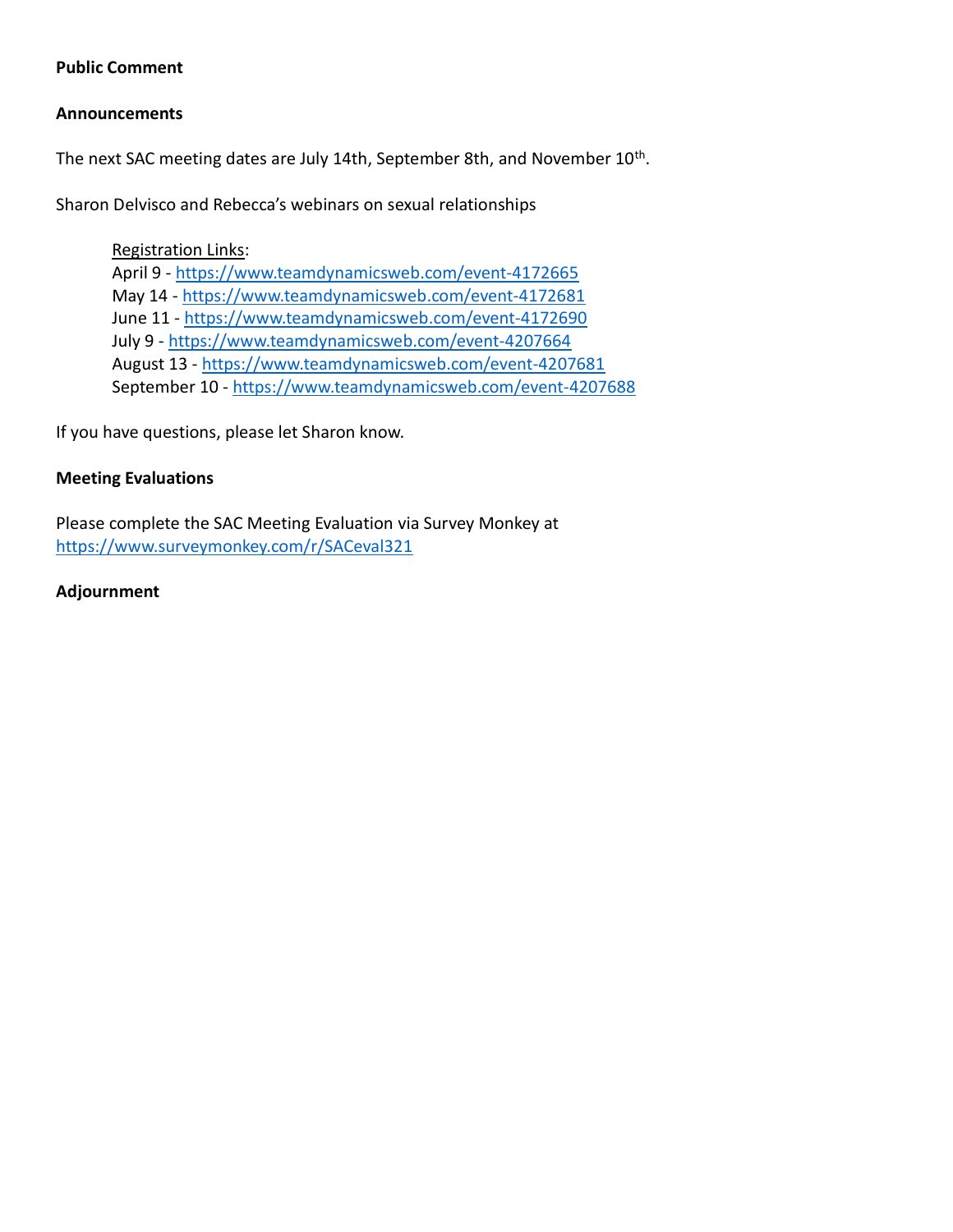**Public Comment**

**Announcements**

The next SAC meeting dates are July 14th, September 8th, and November 10th.

Sharon Delvisco and Rebecca's webinars on sexual relationships

> Registration Links:
> April 9 - https://www.teamdynamicsweb.com/event-4172665
> May 14 - https://www.teamdynamicsweb.com/event-4172681
> June 11 - https://www.teamdynamicsweb.com/event-4172690
> July 9 - https://www.teamdynamicsweb.com/event-4207664
> August 13 - https://www.teamdynamicsweb.com/event-4207681
> September 10 - https://www.teamdynamicsweb.com/event-4207688

If you have questions, please let Sharon know.

**Meeting Evaluations**

Please complete the SAC Meeting Evaluation via Survey Monkey at https://www.surveymonkey.com/r/SACeval321

**Adjournment**